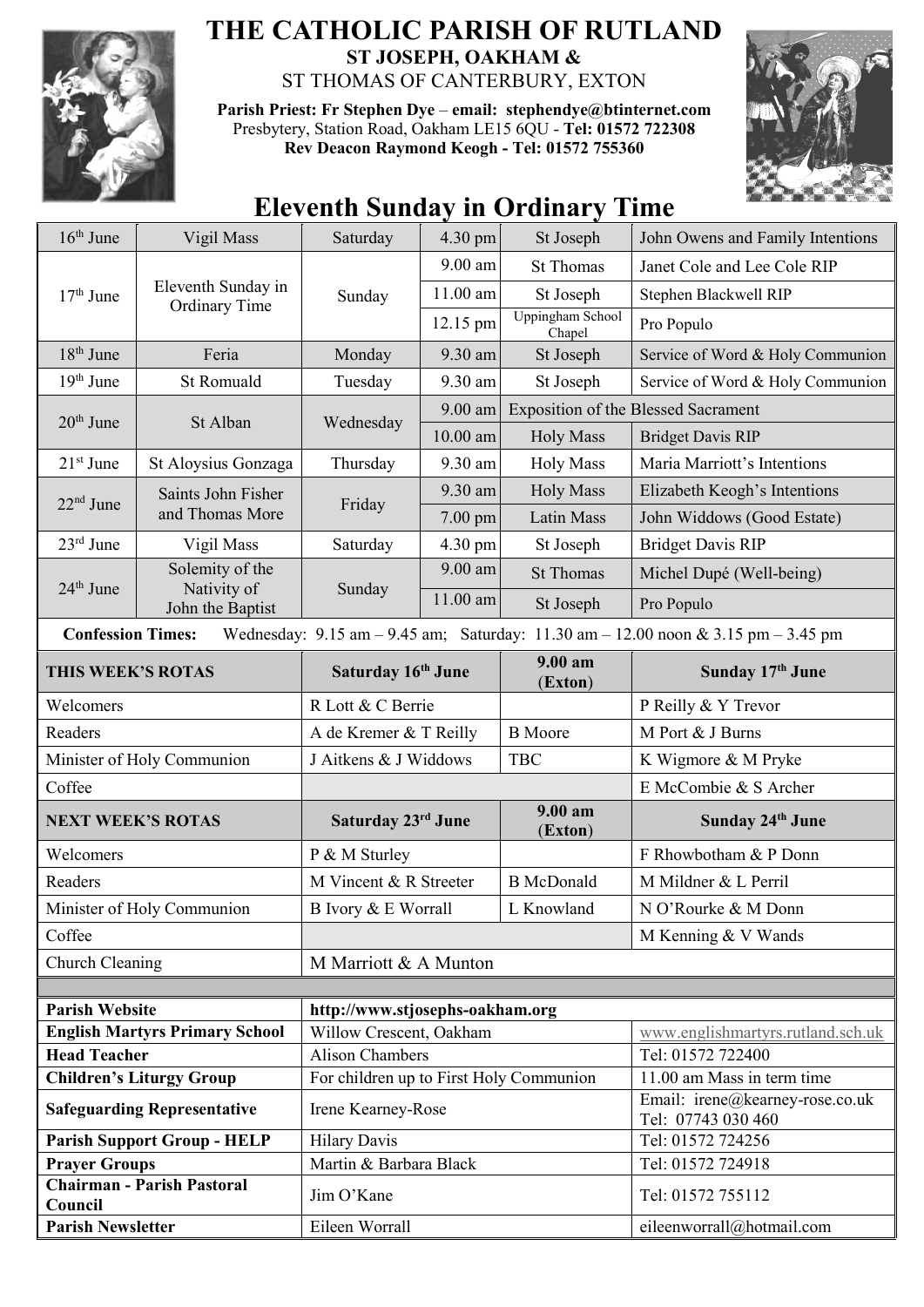# THE CATHOLIC PARISH OF RUTLAND

**ST JOSEPH, OAKHAM &**

ST THOMAS OF CANTERBURY, EXTON

**Parish Priest: Fr Stephen Dye** – **email: stephendye@btinternet.com**
Presbytery, Station Road, Oakham LE15 6QU - **Tel: 01572 722308**
**Rev Deacon Raymond Keogh - Tel: 01572 755360**

## Eleventh Sunday in Ordinary Time

| Date | Occasion | Day | Time | Place | Intention |
|---|---|---|---|---|---|
| 16th June | Vigil Mass | Saturday | 4.30 pm | St Joseph | John Owens and Family Intentions |
| 17th June | Eleventh Sunday in Ordinary Time | Sunday | 9.00 am | St Thomas | Janet Cole and Lee Cole RIP |
| | | | 11.00 am | St Joseph | Stephen Blackwell RIP |
| | | | 12.15 pm | Uppingham School Chapel | Pro Populo |
| 18th June | Feria | Monday | 9.30 am | St Joseph | Service of Word & Holy Communion |
| 19th June | St Romuald | Tuesday | 9.30 am | St Joseph | Service of Word & Holy Communion |
| 20th June | St Alban | Wednesday | 9.00 am | Exposition of the Blessed Sacrament | |
| | | | 10.00 am | Holy Mass | Bridget Davis RIP |
| 21st June | St Aloysius Gonzaga | Thursday | 9.30 am | Holy Mass | Maria Marriott's Intentions |
| 22nd June | Saints John Fisher and Thomas More | Friday | 9.30 am | Holy Mass | Elizabeth Keogh's Intentions |
| | | | 7.00 pm | Latin Mass | John Widdows (Good Estate) |
| 23rd June | Vigil Mass | Saturday | 4.30 pm | St Joseph | Bridget Davis RIP |
| 24th June | Solemity of the Nativity of John the Baptist | Sunday | 9.00 am | St Thomas | Michel Dupé (Well-being) |
| | | | 11.00 am | St Joseph | Pro Populo |

**Confession Times:** Wednesday: 9.15 am – 9.45 am; Saturday: 11.30 am – 12.00 noon & 3.15 pm – 3.45 pm

| THIS WEEK'S ROTAS | Saturday 16th June | 9.00 am (Exton) | Sunday 17th June |
|---|---|---|---|
| Welcomers | R Lott & C Berrie | | P Reilly & Y Trevor |
| Readers | A de Kremer & T Reilly | B Moore | M Port & J Burns |
| Minister of Holy Communion | J Aitkens & J Widdows | TBC | K Wigmore & M Pryke |
| Coffee | | | E McCombie & S Archer |
| **NEXT WEEK'S ROTAS** | **Saturday 23rd June** | **9.00 am (Exton)** | **Sunday 24th June** |
| Welcomers | P & M Sturley | | F Rhowbotham & P Donn |
| Readers | M Vincent & R Streeter | B McDonald | M Mildner & L Perril |
| Minister of Holy Communion | B Ivory & E Worrall | L Knowland | N O'Rourke & M Donn |
| Coffee | | | M Kenning & V Wands |
| Church Cleaning | M Marriott & A Munton | | |

| | | |
|---|---|---|
| **Parish Website** | **http://www.stjosephs-oakham.org** | |
| **English Martyrs Primary School** | Willow Crescent, Oakham | www.englishmartyrs.rutland.sch.uk |
| **Head Teacher** | Alison Chambers | Tel: 01572 722400 |
| **Children's Liturgy Group** | For children up to First Holy Communion | 11.00 am Mass in term time |
| **Safeguarding Representative** | Irene Kearney-Rose | Email: irene@kearney-rose.co.uk Tel: 07743 030 460 |
| **Parish Support Group - HELP** | Hilary Davis | Tel: 01572 724256 |
| **Prayer Groups** | Martin & Barbara Black | Tel: 01572 724918 |
| **Chairman - Parish Pastoral Council** | Jim O'Kane | Tel: 01572 755112 |
| **Parish Newsletter** | Eileen Worrall | eileenworrall@hotmail.com |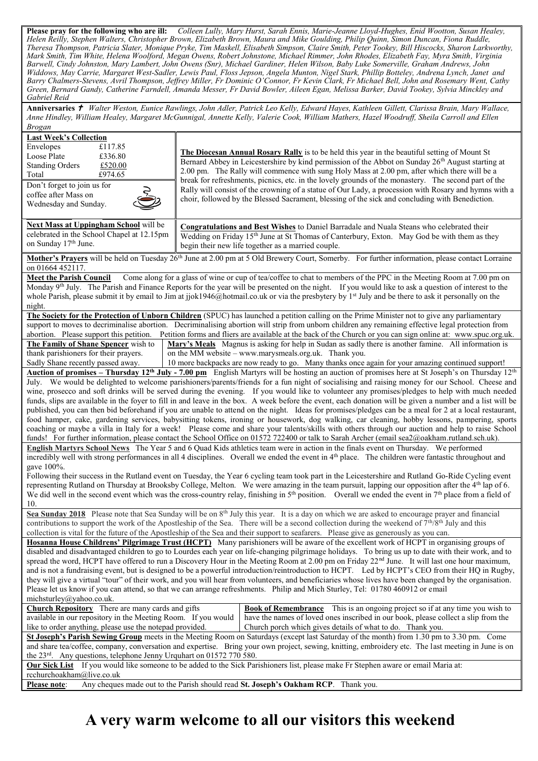**Please pray for the following who are ill:** *Colleen Lully, Mary Hurst, Sarah Ennis, Marie-Jeanne Lloyd-Hughes, Enid Wootton, Susan Healey, Helen Reilly, Stephen Walters, Christopher Brown, Elizabeth Brown, Maura and Mike Goulding, Philip Quinn, Simon Duncan, Fiona Ruddle, Theresa Thompson, Patricia Slater, Monique Pryke, Tim Maskell, Elisabeth Simpson, Claire Smith, Peter Tookey, Bill Hiscocks, Sharon Larkworthy, Mark Smith, Tim White, Helena Woolford, Megan Owens, Robert Johnstone, Michael Rimmer, John Rhodes, Elizabeth Fay, Myra Smith, Virginia Barwell, Cindy Johnston, Mary Lambert, John Owens (Snr), Michael Gardiner, Helen Wilson, Baby Luke Somerville, Graham Andrews, John Widdows, May Carrie, Margaret West-Sadler, Lewis Paul, Floss Jepson, Angela Munton, Nigel Stark, Phillip Botteley, Andrena Lynch, Janet and Barry Chalmers-Stevens, Avril Thompson, Jeffrey Miller, Fr Dominic O'Connor, Fr Kevin Clark, Fr Michael Bell, John and Rosemary Went, Cathy Green, Bernard Gandy, Catherine Farndell, Amanda Messer, Fr David Bowler, Aileen Egan, Melissa Barker, David Tookey, Sylvia Minckley and Gabriel Reid*

**Anniversaries** ✝ *Walter Weston, Eunice Rawlings, John Adler, Patrick Leo Kelly, Edward Hayes, Kathleen Gillett, Clarissa Brain, Mary Wallace, Anne Hindley, William Healey, Margaret McGunnigal, Annette Kelly, Valerie Cook, William Mathers, Hazel Woodruff, Sheila Carroll and Ellen Brogan*

**Last Week's Collection**

| | |
|---|---|
| Envelopes | £117.85 |
| Loose Plate | £336.80 |
| Standing Orders | £520.00 |
| Total | £974.65 |

Don't forget to join us for coffee after Mass on Wednesday and Sunday.

**The Diocesan Annual Rosary Rally** is to be held this year in the beautiful setting of Mount St Bernard Abbey in Leicestershire by kind permission of the Abbot on Sunday 26th August starting at 2.00 pm. The Rally will commence with sung Holy Mass at 2.00 pm, after which there will be a break for refreshments, picnics, etc. in the lovely grounds of the monastery. The second part of the Rally will consist of the crowning of a statue of Our Lady, a procession with Rosary and hymns with a choir, followed by the Blessed Sacrament, blessing of the sick and concluding with Benediction.

**Next Mass at Uppingham School** will be celebrated in the School Chapel at 12.15pm on Sunday 17th June.

**Congratulations and Best Wishes** to Daniel Barradale and Nuala Steans who celebrated their Wedding on Friday 15th June at St Thomas of Canterbury, Exton. May God be with them as they begin their new life together as a married couple.

**Mother's Prayers** will be held on Tuesday 26th June at 2.00 pm at 5 Old Brewery Court, Somerby. For further information, please contact Lorraine on 01664 452117.

**Meet the Parish Council** Come along for a glass of wine or cup of tea/coffee to chat to members of the PPC in the Meeting Room at 7.00 pm on Monday 9th July. The Parish and Finance Reports for the year will be presented on the night. If you would like to ask a question of interest to the whole Parish, please submit it by email to Jim at jjok1946@hotmail.co.uk or via the presbytery by 1st July and be there to ask it personally on the night.

**The Society for the Protection of Unborn Children** (SPUC) has launched a petition calling on the Prime Minister not to give any parliamentary support to moves to decriminalise abortion. Decriminalising abortion will strip from unborn children any remaining effective legal protection from abortion. Please support this petition. Petition forms and fliers are available at the back of the Church or you can sign online at: www.spuc.org.uk.

**The Family of Shane Spencer** wish to thank parishioners for their prayers. Sadly Shane recently passed away.

**Mary's Meals** Magnus is asking for help in Sudan as sadly there is another famine. All information is on the MM website – www.marysmeals.org.uk. Thank you.
10 more backpacks are now ready to go. Many thanks once again for your amazing continued support!

**Auction of promises – Thursday 12th July - 7.00 pm** English Martyrs will be hosting an auction of promises here at St Joseph's on Thursday 12th July. We would be delighted to welcome parishioners/parents/friends for a fun night of socialising and raising money for our School. Cheese and wine, prosecco and soft drinks will be served during the evening. If you would like to volunteer any promises/pledges to help with much needed funds, slips are available in the foyer to fill in and leave in the box. A week before the event, each donation will be given a number and a list will be published, you can then bid beforehand if you are unable to attend on the night. Ideas for promises/pledges can be a meal for 2 at a local restaurant, food hamper, cake, gardening services, babysitting tokens, ironing or housework, dog walking, car cleaning, hobby lessons, pampering, sports coaching or maybe a villa in Italy for a week! Please come and share your talents/skills with others through our auction and help to raise School funds! For further information, please contact the School Office on 01572 722400 or talk to Sarah Archer (email sea2@oakham.rutland.sch.uk).

**English Martyrs School News** The Year 5 and 6 Quad Kids athletics team were in action in the finals event on Thursday. We performed incredibly well with strong performances in all 4 disciplines. Overall we ended the event in 4th place. The children were fantastic throughout and gave 100%.

Following their success in the Rutland event on Tuesday, the Year 6 cycling team took part in the Leicestershire and Rutland Go-Ride Cycling event representing Rutland on Thursday at Brooksby College, Melton. We were amazing in the team pursuit, lapping our opposition after the 4th lap of 6. We did well in the second event which was the cross-country relay, finishing in 5th position. Overall we ended the event in 7th place from a field of 10.

**Sea Sunday 2018** Please note that Sea Sunday will be on 8th July this year. It is a day on which we are asked to encourage prayer and financial contributions to support the work of the Apostleship of the Sea. There will be a second collection during the weekend of 7th/8th July and this collection is vital for the future of the Apostleship of the Sea and their support to seafarers. Please give as generously as you can.

**Hosanna House Childrens' Pilgrimage Trust (HCPT)** Many parishioners will be aware of the excellent work of HCPT in organising groups of disabled and disadvantaged children to go to Lourdes each year on life-changing pilgrimage holidays. To bring us up to date with their work, and to spread the word, HCPT have offered to run a Discovery Hour in the Meeting Room at 2.00 pm on Friday 22nd June. It will last one hour maximum, and is not a fundraising event, but is designed to be a powerful introduction/reintroduction to HCPT. Led by HCPT's CEO from their HQ in Rugby, they will give a virtual "tour" of their work, and you will hear from volunteers, and beneficiaries whose lives have been changed by the organisation. Please let us know if you can attend, so that we can arrange refreshments. Philip and Mich Sturley, Tel: 01780 460912 or email michsturley@yahoo.co.uk.

**Church Repository** There are many cards and gifts available in our repository in the Meeting Room. If you would like to order anything, please use the notepad provided.

**Book of Remembrance** This is an ongoing project so if at any time you wish to have the names of loved ones inscribed in our book, please collect a slip from the Church porch which gives details of what to do. Thank you.

**St Joseph's Parish Sewing Group** meets in the Meeting Room on Saturdays (except last Saturday of the month) from 1.30 pm to 3.30 pm. Come and share tea/coffee, company, conversation and expertise. Bring your own project, sewing, knitting, embroidery etc. The last meeting in June is on the 23rd. Any questions, telephone Jenny Urquhart on 01572 770 580.

**Our Sick List** If you would like someone to be added to the Sick Parishioners list, please make Fr Stephen aware or email Maria at: rcchurchoakham@live.co.uk

**Please note**: Any cheques made out to the Parish should read **St. Joseph's Oakham RCP**. Thank you.

# A very warm welcome to all our visitors this weekend